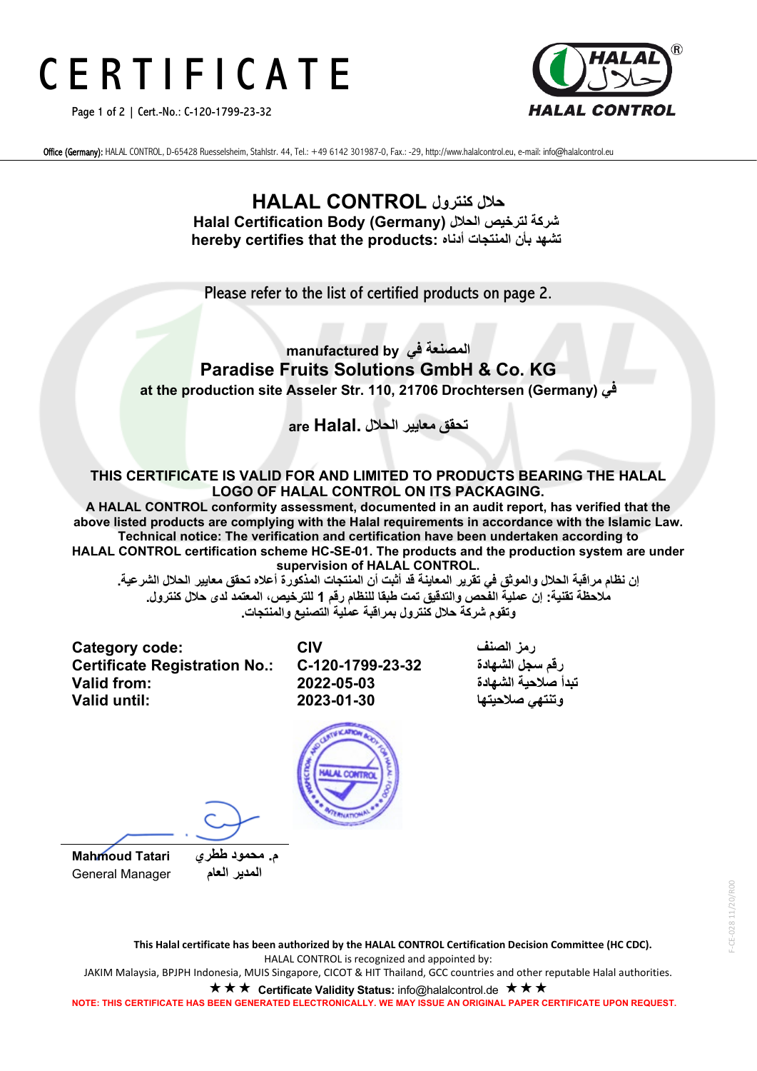# CERTIFICATE

Page 1 of 2 | Cert.-No.: C-120-1799-23-32

Office (Germany): HALAL CONTROL, D-65428 Ruesselsheim, Stahlstr. 44, Tel.: +49 6142 301987-0, Fax.: -29, http://www.halalcontrol.eu, e-mail: info@halalcontrol.eu

## HALAL CONTROL حلال كنترول

**Halal Certification Body (Germany) شركة لترخيص الحلال**

**hereby certifies that the products: تشهد بأن المنتجات أدناه**

Please refer to the list of certified products on page 2.

**manufactured by المصنعة في**

**Paradise Fruits Solutions GmbH & Co. KG**

**at the production site Asseler Str. 110, 21706 Drochtersen (Germany) في**

**are Halal. تحقق معايير الحلال**

**THIS CERTIFICATE IS VALID FOR AND LIMITED TO PRODUCTS BEARING THE HALAL LOGO OF HALAL CONTROL ON ITS PACKAGING.**

**A HALAL CONTROL conformity assessment, documented in an audit report, has verified that the above listed products are complying with the Halal requirements in accordance with the Islamic Law. Technical notice: The verification and certification have been undertaken according to HALAL CONTROL certification scheme HC-SE-01. The products and the production system are under supervision of HALAL CONTROL.**

**إن نظام مراقبة الحلال والموثق في تقرير المعاينة قد أثبت أن المنتجات المذكورة أعلاه تحقق معايير الحلال الشرعية.**
**ملاحظة تقنية: إن عملية الفحص والتدقيق تمت طبقا للنظام رقم 1 للترخيص، المعتمد لدى حلال كنترول.**
**وتقوم شركة حلال كنترول بمراقبة عملية التصنيع والمنتجات.**

| | | |
|---|---|---|
| **Category code:** | **CIV** | **رمز الصنف** |
| **Certificate Registration No.:** | **C-120-1799-23-32** | **رقم سجل الشهادة** |
| **Valid from:** | **2022-05-03** | **تبدأ صلاحية الشهادة** |
| **Valid until:** | **2023-01-30** | **وتنتهي صلاحيتها** |

**Mahmoud Tatari** **م. محمود ططري**
General Manager المدير العام

**This Halal certificate has been authorized by the HALAL CONTROL Certification Decision Committee (HC CDC).**
HALAL CONTROL is recognized and appointed by:
JAKIM Malaysia, BPJPH Indonesia, MUIS Singapore, CICOT & HIT Thailand, GCC countries and other reputable Halal authorities.

★★★ **Certificate Validity Status:** info@halalcontrol.de ★★★

**NOTE: THIS CERTIFICATE HAS BEEN GENERATED ELECTRONICALLY. WE MAY ISSUE AN ORIGINAL PAPER CERTIFICATE UPON REQUEST.**

F-CE-028 11/20/R00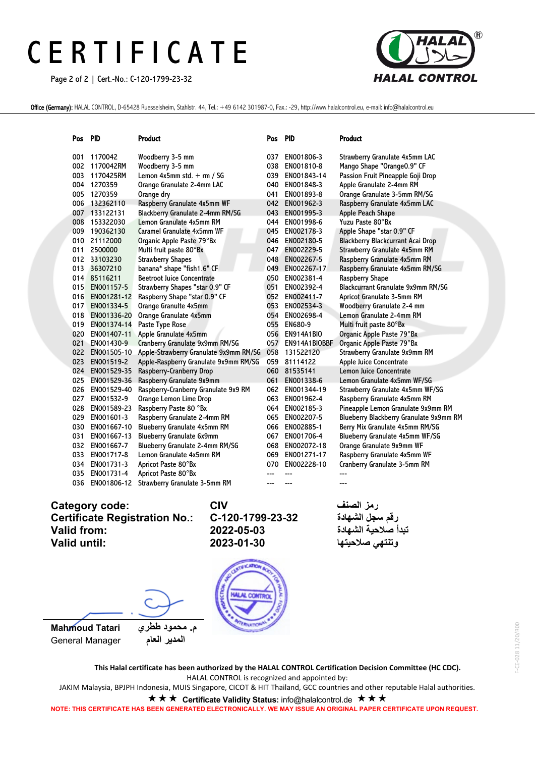# CERTIFICATE

Page 2 of 2 | Cert.-No.: C-120-1799-23-32

**HALAL CONTROL**

Office (Germany): HALAL CONTROL, D-65428 Ruesselsheim, Stahlstr. 44, Tel.: +49 6142 301987-0, Fax.: -29, http://www.halalcontrol.eu, e-mail: info@halalcontrol.eu

| Pos | PID | Product | Pos | PID | Product |
|---|---|---|---|---|---|
| 001 | 1170042 | Woodberry 3-5 mm | 037 | EN001806-3 | Strawberry Granulate 4x5mm LAC |
| 002 | 1170042RM | Woodberry 3-5 mm | 038 | EN001810-8 | Mango Shape "Orange0.9" CF |
| 003 | 1170425RM | Lemon 4x5mm std. + rm / SG | 039 | EN001843-14 | Passion Fruit Pineapple Goji Drop |
| 004 | 1270359 | Orange Granulate 2-4mm LAC | 040 | EN001848-3 | Apple Granulate 2-4mm RM |
| 005 | 1270359 | Orange dry | 041 | EN001893-8 | Orange Granulate 3-5mm RM/SG |
| 006 | 132362110 | Raspberry Granulate 4x5mm WF | 042 | EN001962-3 | Raspberry Granulate 4x5mm LAC |
| 007 | 133122131 | Blackberry Granulate 2-4mm RM/SG | 043 | EN001995-3 | Apple Peach Shape |
| 008 | 153322030 | Lemon Granulate 4x5mm RM | 044 | EN001998-6 | Yuzu Paste 80°Bx |
| 009 | 190362130 | Caramel Granulate 4x5mm WF | 045 | EN002178-3 | Apple Shape "star 0.9" CF |
| 010 | 21112000 | Organic Apple Paste 79°Bx | 046 | EN002180-5 | Blackberry Blackcurrant Acai Drop |
| 011 | 2500000 | Multi fruit paste 80°Bx | 047 | EN002229-5 | Strawberry Granulate 4x5mm RM |
| 012 | 33103230 | Strawberry Shapes | 048 | EN002267-5 | Raspberry Granulate 4x5mm RM |
| 013 | 36307210 | banana* shape "fish1.6" CF | 049 | EN002267-17 | Raspberry Granulate 4x5mm RM/SG |
| 014 | 85116211 | Beetroot Juice Concentrate | 050 | EN002381-4 | Raspberry Shape |
| 015 | EN001157-5 | Strawberry Shapes "star 0.9" CF | 051 | EN002392-4 | Blackcurrant Granulate 9x9mm RM/SG |
| 016 | EN001281-12 | Raspberry Shape "star 0.9" CF | 052 | EN002411-7 | Apricot Granulate 3-5mm RM |
| 017 | EN001334-5 | Orange Granulte 4x5mm | 053 | EN002534-3 | Woodberry Granulate 2-4 mm |
| 018 | EN001336-20 | Orange Granulate 4x5mm | 054 | EN002698-4 | Lemon Granulate 2-4mm RM |
| 019 | EN001374-14 | Paste Type Rose | 055 | EN680-9 | Multi fruit paste 80°Bx |
| 020 | EN001407-11 | Apple Granulate 4x5mm | 056 | EN914A1BIO | Organic Apple Paste 79°Bx |
| 021 | EN001430-9 | Cranberry Granulate 9x9mm RM/SG | 057 | EN914A1BIOBBF | Organic Apple Paste 79°Bx |
| 022 | EN001505-10 | Apple-Strawberry Granulate 9x9mm RM/SG | 058 | 131522120 | Strawberry Granulate 9x9mm RM |
| 023 | EN001519-2 | Apple-Raspberry Granulate 9x9mm RM/SG | 059 | 81114122 | Apple Juice Concentrate |
| 024 | EN001529-35 | Raspberry-Cranberry Drop | 060 | 81535141 | Lemon Juice Concentrate |
| 025 | EN001529-36 | Raspberry Granulate 9x9mm | 061 | EN001338-6 | Lemon Granulate 4x5mm WF/SG |
| 026 | EN001529-40 | Raspberry-Cranberry Granulate 9x9 RM | 062 | EN001344-19 | Strawberry Granulate 4x5mm WF/SG |
| 027 | EN001532-9 | Orange Lemon Lime Drop | 063 | EN001962-4 | Raspberry Granulate 4x5mm RM |
| 028 | EN001589-23 | Raspberry Paste 80 °Bx | 064 | EN002185-3 | Pineapple Lemon Granulate 9x9mm RM |
| 029 | EN001601-3 | Raspberry Granulate 2-4mm RM | 065 | EN002207-5 | Blueberry Blackberry Granulate 9x9mm RM |
| 030 | EN001667-10 | Blueberry Granulate 4x5mm RM | 066 | EN002885-1 | Berry Mix Granulate 4x5mm RM/SG |
| 031 | EN001667-13 | Blueberry Granulate 6x9mm | 067 | EN001706-4 | Blueberry Granulate 4x5mm WF/SG |
| 032 | EN001667-7 | Blueberry Granulate 2-4mm RM/SG | 068 | EN002072-18 | Orange Granulate 9x9mm WF |
| 033 | EN001717-8 | Lemon Granulate 4x5mm RM | 069 | EN001271-17 | Raspberry Granulate 4x5mm WF |
| 034 | EN001731-3 | Apricot Granulate 3-5mm RM | 070 | EN002228-10 | Cranberry Granulate 3-5mm RM |
| 035 | EN001731-4 | Apricot Paste 80°Bx | --- | --- | --- |
| 036 | EN001806-12 | Strawberry Granulate 3-5mm RM | --- | --- | --- |

| | | |
|---|---|---|
| **Category code:** | **CIV** | **رمز الصنف** |
| **Certificate Registration No.:** | **C-120-1799-23-32** | **رقم سجل الشهادة** |
| **Valid from:** | **2022-05-03** | **تبدأ صلاحية الشهادة** |
| **Valid until:** | **2023-01-30** | **وتنتهي صلاحيتها** |

**Mahmoud Tatari** — **م. محمود ططري**
General Manager — المدير العام

HALAL CONTROL — INSPECTION AND CERTIFICATION BODY FOR HALAL FOOD — INTERNATIONAL

**This Halal certificate has been authorized by the HALAL CONTROL Certification Decision Committee (HC CDC).**
HALAL CONTROL is recognized and appointed by:
JAKIM Malaysia, BPJPH Indonesia, MUIS Singapore, CICOT & HIT Thailand, GCC countries and other reputable Halal authorities.

★★★ **Certificate Validity Status:** info@halalcontrol.de ★★★

**NOTE: THIS CERTIFICATE HAS BEEN GENERATED ELECTRONICALLY. WE MAY ISSUE AN ORIGINAL PAPER CERTIFICATE UPON REQUEST.**

F-CE-028 11/20/R00